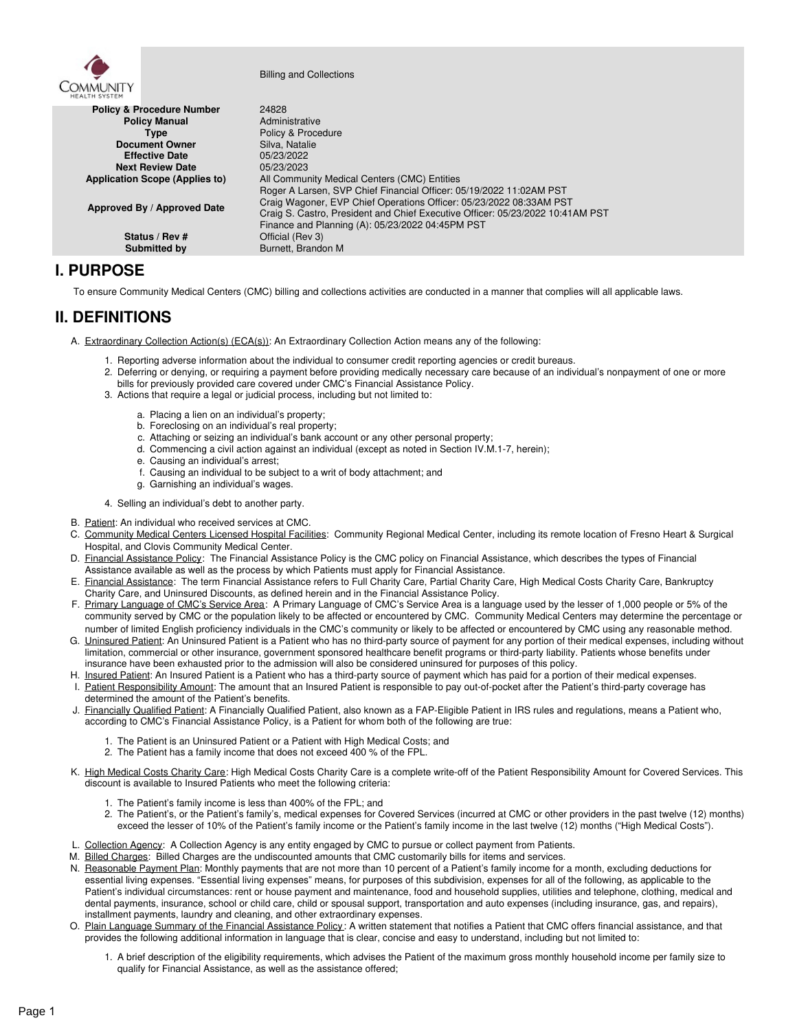Billing and Collections

| | |
|---|---|
| **Policy & Procedure Number** | 24828 |
| **Policy Manual** | Administrative |
| **Type** | Policy & Procedure |
| **Document Owner** | Silva, Natalie |
| **Effective Date** | 05/23/2022 |
| **Next Review Date** | 05/23/2023 |
| **Application Scope (Applies to)** | All Community Medical Centers (CMC) Entities |
| **Approved By / Approved Date** | Roger A Larsen, SVP Chief Financial Officer: 05/19/2022 11:02AM PST<br>Craig Wagoner, EVP Chief Operations Officer: 05/23/2022 08:33AM PST<br>Craig S. Castro, President and Chief Executive Officer: 05/23/2022 10:41AM PST<br>Finance and Planning (A): 05/23/2022 04:45PM PST |
| **Status / Rev #** | Official (Rev 3) |
| **Submitted by** | Burnett, Brandon M |

# I. PURPOSE

To ensure Community Medical Centers (CMC) billing and collections activities are conducted in a manner that complies will all applicable laws.

# II. DEFINITIONS

A. Extraordinary Collection Action(s) (ECA(s)): An Extraordinary Collection Action means any of the following:

1. Reporting adverse information about the individual to consumer credit reporting agencies or credit bureaus.
2. Deferring or denying, or requiring a payment before providing medically necessary care because of an individual's nonpayment of one or more bills for previously provided care covered under CMC's Financial Assistance Policy.
3. Actions that require a legal or judicial process, including but not limited to:
   a. Placing a lien on an individual's property;
   b. Foreclosing on an individual's real property;
   c. Attaching or seizing an individual's bank account or any other personal property;
   d. Commencing a civil action against an individual (except as noted in Section IV.M.1-7, herein);
   e. Causing an individual's arrest;
   f. Causing an individual to be subject to a writ of body attachment; and
   g. Garnishing an individual's wages.
4. Selling an individual's debt to another party.

B. Patient: An individual who received services at CMC.

C. Community Medical Centers Licensed Hospital Facilities: Community Regional Medical Center, including its remote location of Fresno Heart & Surgical Hospital, and Clovis Community Medical Center.

D. Financial Assistance Policy: The Financial Assistance Policy is the CMC policy on Financial Assistance, which describes the types of Financial Assistance available as well as the process by which Patients must apply for Financial Assistance.

E. Financial Assistance: The term Financial Assistance refers to Full Charity Care, Partial Charity Care, High Medical Costs Charity Care, Bankruptcy Charity Care, and Uninsured Discounts, as defined herein and in the Financial Assistance Policy.

F. Primary Language of CMC's Service Area: A Primary Language of CMC's Service Area is a language used by the lesser of 1,000 people or 5% of the community served by CMC or the population likely to be affected or encountered by CMC. Community Medical Centers may determine the percentage or number of limited English proficiency individuals in the CMC's community or likely to be affected or encountered by CMC using any reasonable method.

G. Uninsured Patient: An Uninsured Patient is a Patient who has no third-party source of payment for any portion of their medical expenses, including without limitation, commercial or other insurance, government sponsored healthcare benefit programs or third-party liability. Patients whose benefits under insurance have been exhausted prior to the admission will also be considered uninsured for purposes of this policy.

H. Insured Patient: An Insured Patient is a Patient who has a third-party source of payment which has paid for a portion of their medical expenses.

I. Patient Responsibility Amount: The amount that an Insured Patient is responsible to pay out-of-pocket after the Patient's third-party coverage has determined the amount of the Patient's benefits.

J. Financially Qualified Patient: A Financially Qualified Patient, also known as a FAP-Eligible Patient in IRS rules and regulations, means a Patient who, according to CMC's Financial Assistance Policy, is a Patient for whom both of the following are true:

1. The Patient is an Uninsured Patient or a Patient with High Medical Costs; and
2. The Patient has a family income that does not exceed 400 % of the FPL.

K. High Medical Costs Charity Care: High Medical Costs Charity Care is a complete write-off of the Patient Responsibility Amount for Covered Services. This discount is available to Insured Patients who meet the following criteria:

1. The Patient's family income is less than 400% of the FPL; and
2. The Patient's, or the Patient's family's, medical expenses for Covered Services (incurred at CMC or other providers in the past twelve (12) months) exceed the lesser of 10% of the Patient's family income or the Patient's family income in the last twelve (12) months ("High Medical Costs").

L. Collection Agency: A Collection Agency is any entity engaged by CMC to pursue or collect payment from Patients.

M. Billed Charges: Billed Charges are the undiscounted amounts that CMC customarily bills for items and services.

N. Reasonable Payment Plan: Monthly payments that are not more than 10 percent of a Patient's family income for a month, excluding deductions for essential living expenses. "Essential living expenses" means, for purposes of this subdivision, expenses for all of the following, as applicable to the Patient's individual circumstances: rent or house payment and maintenance, food and household supplies, utilities and telephone, clothing, medical and dental payments, insurance, school or child care, child or spousal support, transportation and auto expenses (including insurance, gas, and repairs), installment payments, laundry and cleaning, and other extraordinary expenses.

O. Plain Language Summary of the Financial Assistance Policy: A written statement that notifies a Patient that CMC offers financial assistance, and that provides the following additional information in language that is clear, concise and easy to understand, including but not limited to:

1. A brief description of the eligibility requirements, which advises the Patient of the maximum gross monthly household income per family size to qualify for Financial Assistance, as well as the assistance offered;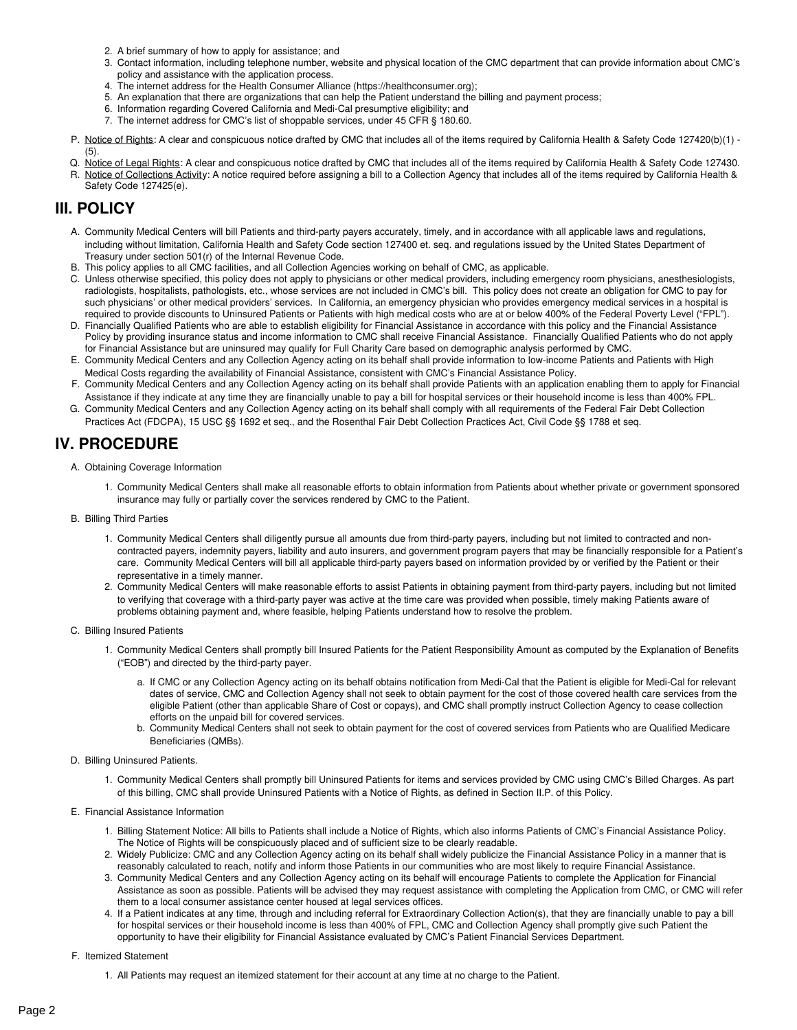2. A brief summary of how to apply for assistance; and
3. Contact information, including telephone number, website and physical location of the CMC department that can provide information about CMC's policy and assistance with the application process.
4. The internet address for the Health Consumer Alliance (https://healthconsumer.org);
5. An explanation that there are organizations that can help the Patient understand the billing and payment process;
6. Information regarding Covered California and Medi-Cal presumptive eligibility; and
7. The internet address for CMC's list of shoppable services, under 45 CFR § 180.60.

P. Notice of Rights: A clear and conspicuous notice drafted by CMC that includes all of the items required by California Health & Safety Code 127420(b)(1) - (5).

Q. Notice of Legal Rights: A clear and conspicuous notice drafted by CMC that includes all of the items required by California Health & Safety Code 127430.

R. Notice of Collections Activity: A notice required before assigning a bill to a Collection Agency that includes all of the items required by California Health & Safety Code 127425(e).

# III. POLICY

A. Community Medical Centers will bill Patients and third-party payers accurately, timely, and in accordance with all applicable laws and regulations, including without limitation, California Health and Safety Code section 127400 et. seq. and regulations issued by the United States Department of Treasury under section 501(r) of the Internal Revenue Code.

B. This policy applies to all CMC facilities, and all Collection Agencies working on behalf of CMC, as applicable.

C. Unless otherwise specified, this policy does not apply to physicians or other medical providers, including emergency room physicians, anesthesiologists, radiologists, hospitalists, pathologists, etc., whose services are not included in CMC's bill. This policy does not create an obligation for CMC to pay for such physicians' or other medical providers' services. In California, an emergency physician who provides emergency medical services in a hospital is required to provide discounts to Uninsured Patients or Patients with high medical costs who are at or below 400% of the Federal Poverty Level ("FPL").

D. Financially Qualified Patients who are able to establish eligibility for Financial Assistance in accordance with this policy and the Financial Assistance Policy by providing insurance status and income information to CMC shall receive Financial Assistance. Financially Qualified Patients who do not apply for Financial Assistance but are uninsured may qualify for Full Charity Care based on demographic analysis performed by CMC.

E. Community Medical Centers and any Collection Agency acting on its behalf shall provide information to low-income Patients and Patients with High Medical Costs regarding the availability of Financial Assistance, consistent with CMC's Financial Assistance Policy.

F. Community Medical Centers and any Collection Agency acting on its behalf shall provide Patients with an application enabling them to apply for Financial Assistance if they indicate at any time they are financially unable to pay a bill for hospital services or their household income is less than 400% FPL.

G. Community Medical Centers and any Collection Agency acting on its behalf shall comply with all requirements of the Federal Fair Debt Collection Practices Act (FDCPA), 15 USC §§ 1692 et seq., and the Rosenthal Fair Debt Collection Practices Act, Civil Code §§ 1788 et seq.

# IV. PROCEDURE

A. Obtaining Coverage Information

1. Community Medical Centers shall make all reasonable efforts to obtain information from Patients about whether private or government sponsored insurance may fully or partially cover the services rendered by CMC to the Patient.

B. Billing Third Parties

1. Community Medical Centers shall diligently pursue all amounts due from third-party payers, including but not limited to contracted and non-contracted payers, indemnity payers, liability and auto insurers, and government program payers that may be financially responsible for a Patient's care. Community Medical Centers will bill all applicable third-party payers based on information provided by or verified by the Patient or their representative in a timely manner.
2. Community Medical Centers will make reasonable efforts to assist Patients in obtaining payment from third-party payers, including but not limited to verifying that coverage with a third-party payer was active at the time care was provided when possible, timely making Patients aware of problems obtaining payment and, where feasible, helping Patients understand how to resolve the problem.

C. Billing Insured Patients

1. Community Medical Centers shall promptly bill Insured Patients for the Patient Responsibility Amount as computed by the Explanation of Benefits ("EOB") and directed by the third-party payer.
   a. If CMC or any Collection Agency acting on its behalf obtains notification from Medi-Cal that the Patient is eligible for Medi-Cal for relevant dates of service, CMC and Collection Agency shall not seek to obtain payment for the cost of those covered health care services from the eligible Patient (other than applicable Share of Cost or copays), and CMC shall promptly instruct Collection Agency to cease collection efforts on the unpaid bill for covered services.
   b. Community Medical Centers shall not seek to obtain payment for the cost of covered services from Patients who are Qualified Medicare Beneficiaries (QMBs).

D. Billing Uninsured Patients.

1. Community Medical Centers shall promptly bill Uninsured Patients for items and services provided by CMC using CMC's Billed Charges. As part of this billing, CMC shall provide Uninsured Patients with a Notice of Rights, as defined in Section II.P. of this Policy.

E. Financial Assistance Information

1. Billing Statement Notice: All bills to Patients shall include a Notice of Rights, which also informs Patients of CMC's Financial Assistance Policy. The Notice of Rights will be conspicuously placed and of sufficient size to be clearly readable.
2. Widely Publicize: CMC and any Collection Agency acting on its behalf shall widely publicize the Financial Assistance Policy in a manner that is reasonably calculated to reach, notify and inform those Patients in our communities who are most likely to require Financial Assistance.
3. Community Medical Centers and any Collection Agency acting on its behalf will encourage Patients to complete the Application for Financial Assistance as soon as possible. Patients will be advised they may request assistance with completing the Application from CMC, or CMC will refer them to a local consumer assistance center housed at legal services offices.
4. If a Patient indicates at any time, through and including referral for Extraordinary Collection Action(s), that they are financially unable to pay a bill for hospital services or their household income is less than 400% of FPL, CMC and Collection Agency shall promptly give such Patient the opportunity to have their eligibility for Financial Assistance evaluated by CMC's Patient Financial Services Department.

F. Itemized Statement

1. All Patients may request an itemized statement for their account at any time at no charge to the Patient.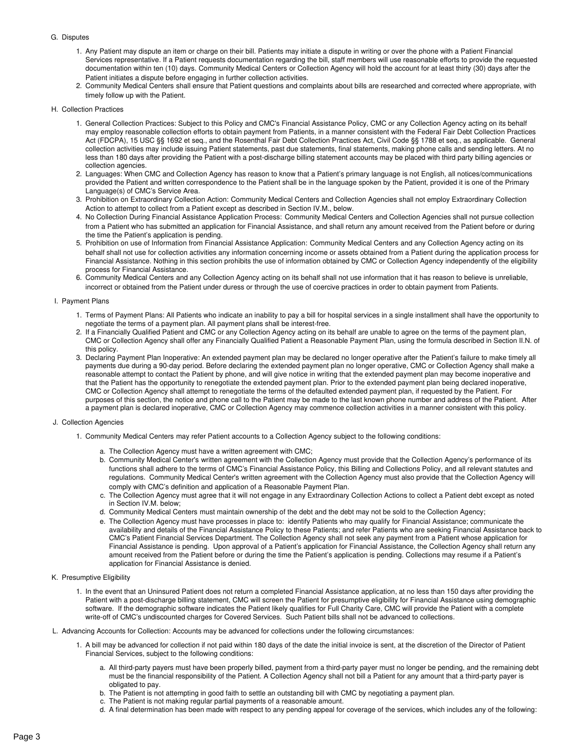G. Disputes

1. Any Patient may dispute an item or charge on their bill. Patients may initiate a dispute in writing or over the phone with a Patient Financial Services representative. If a Patient requests documentation regarding the bill, staff members will use reasonable efforts to provide the requested documentation within ten (10) days. Community Medical Centers or Collection Agency will hold the account for at least thirty (30) days after the Patient initiates a dispute before engaging in further collection activities.
2. Community Medical Centers shall ensure that Patient questions and complaints about bills are researched and corrected where appropriate, with timely follow up with the Patient.

H. Collection Practices

1. General Collection Practices: Subject to this Policy and CMC's Financial Assistance Policy, CMC or any Collection Agency acting on its behalf may employ reasonable collection efforts to obtain payment from Patients, in a manner consistent with the Federal Fair Debt Collection Practices Act (FDCPA), 15 USC §§ 1692 et seq., and the Rosenthal Fair Debt Collection Practices Act, Civil Code §§ 1788 et seq., as applicable. General collection activities may include issuing Patient statements, past due statements, final statements, making phone calls and sending letters. At no less than 180 days after providing the Patient with a post-discharge billing statement accounts may be placed with third party billing agencies or collection agencies.
2. Languages: When CMC and Collection Agency has reason to know that a Patient's primary language is not English, all notices/communications provided the Patient and written correspondence to the Patient shall be in the language spoken by the Patient, provided it is one of the Primary Language(s) of CMC's Service Area.
3. Prohibition on Extraordinary Collection Action: Community Medical Centers and Collection Agencies shall not employ Extraordinary Collection Action to attempt to collect from a Patient except as described in Section IV.M., below.
4. No Collection During Financial Assistance Application Process: Community Medical Centers and Collection Agencies shall not pursue collection from a Patient who has submitted an application for Financial Assistance, and shall return any amount received from the Patient before or during the time the Patient's application is pending.
5. Prohibition on use of Information from Financial Assistance Application: Community Medical Centers and any Collection Agency acting on its behalf shall not use for collection activities any information concerning income or assets obtained from a Patient during the application process for Financial Assistance. Nothing in this section prohibits the use of information obtained by CMC or Collection Agency independently of the eligibility process for Financial Assistance.
6. Community Medical Centers and any Collection Agency acting on its behalf shall not use information that it has reason to believe is unreliable, incorrect or obtained from the Patient under duress or through the use of coercive practices in order to obtain payment from Patients.

I. Payment Plans

1. Terms of Payment Plans: All Patients who indicate an inability to pay a bill for hospital services in a single installment shall have the opportunity to negotiate the terms of a payment plan. All payment plans shall be interest-free.
2. If a Financially Qualified Patient and CMC or any Collection Agency acting on its behalf are unable to agree on the terms of the payment plan, CMC or Collection Agency shall offer any Financially Qualified Patient a Reasonable Payment Plan, using the formula described in Section II.N. of this policy.
3. Declaring Payment Plan Inoperative: An extended payment plan may be declared no longer operative after the Patient's failure to make timely all payments due during a 90-day period. Before declaring the extended payment plan no longer operative, CMC or Collection Agency shall make a reasonable attempt to contact the Patient by phone, and will give notice in writing that the extended payment plan may become inoperative and that the Patient has the opportunity to renegotiate the extended payment plan. Prior to the extended payment plan being declared inoperative, CMC or Collection Agency shall attempt to renegotiate the terms of the defaulted extended payment plan, if requested by the Patient. For purposes of this section, the notice and phone call to the Patient may be made to the last known phone number and address of the Patient. After a payment plan is declared inoperative, CMC or Collection Agency may commence collection activities in a manner consistent with this policy.

J. Collection Agencies

1. Community Medical Centers may refer Patient accounts to a Collection Agency subject to the following conditions:
   a. The Collection Agency must have a written agreement with CMC;
   b. Community Medical Center's written agreement with the Collection Agency must provide that the Collection Agency's performance of its functions shall adhere to the terms of CMC's Financial Assistance Policy, this Billing and Collections Policy, and all relevant statutes and regulations. Community Medical Center's written agreement with the Collection Agency must also provide that the Collection Agency will comply with CMC's definition and application of a Reasonable Payment Plan.
   c. The Collection Agency must agree that it will not engage in any Extraordinary Collection Actions to collect a Patient debt except as noted in Section IV.M. below;
   d. Community Medical Centers must maintain ownership of the debt and the debt may not be sold to the Collection Agency;
   e. The Collection Agency must have processes in place to: identify Patients who may qualify for Financial Assistance; communicate the availability and details of the Financial Assistance Policy to these Patients; and refer Patients who are seeking Financial Assistance back to CMC's Patient Financial Services Department. The Collection Agency shall not seek any payment from a Patient whose application for Financial Assistance is pending. Upon approval of a Patient's application for Financial Assistance, the Collection Agency shall return any amount received from the Patient before or during the time the Patient's application is pending. Collections may resume if a Patient's application for Financial Assistance is denied.

K. Presumptive Eligibility

1. In the event that an Uninsured Patient does not return a completed Financial Assistance application, at no less than 150 days after providing the Patient with a post-discharge billing statement, CMC will screen the Patient for presumptive eligibility for Financial Assistance using demographic software. If the demographic software indicates the Patient likely qualifies for Full Charity Care, CMC will provide the Patient with a complete write-off of CMC's undiscounted charges for Covered Services. Such Patient bills shall not be advanced to collections.

L. Advancing Accounts for Collection: Accounts may be advanced for collections under the following circumstances:

1. A bill may be advanced for collection if not paid within 180 days of the date the initial invoice is sent, at the discretion of the Director of Patient Financial Services, subject to the following conditions:
   a. All third-party payers must have been properly billed, payment from a third-party payer must no longer be pending, and the remaining debt must be the financial responsibility of the Patient. A Collection Agency shall not bill a Patient for any amount that a third-party payer is obligated to pay.
   b. The Patient is not attempting in good faith to settle an outstanding bill with CMC by negotiating a payment plan.
   c. The Patient is not making regular partial payments of a reasonable amount.
   d. A final determination has been made with respect to any pending appeal for coverage of the services, which includes any of the following: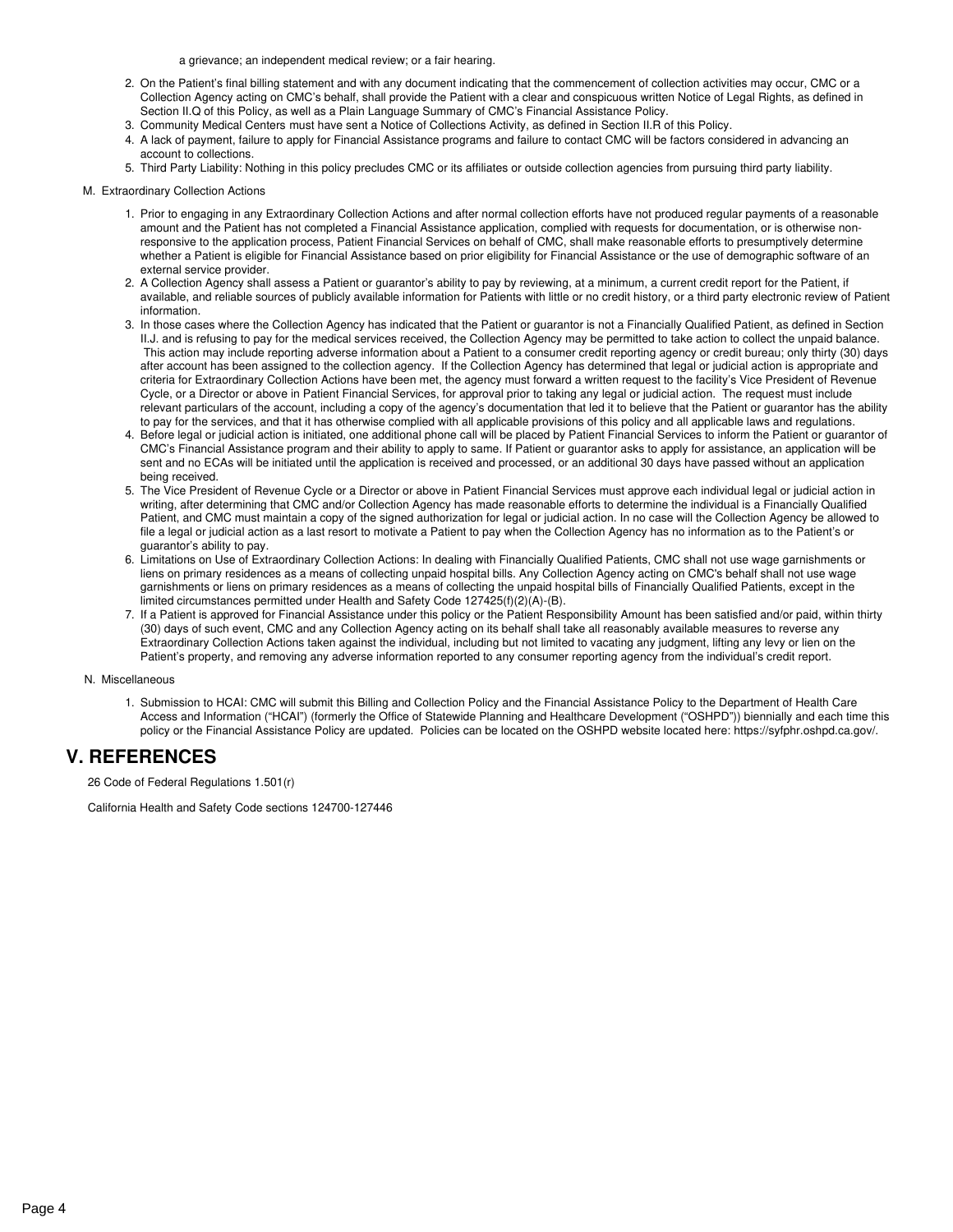a grievance; an independent medical review; or a fair hearing.

2. On the Patient's final billing statement and with any document indicating that the commencement of collection activities may occur, CMC or a Collection Agency acting on CMC's behalf, shall provide the Patient with a clear and conspicuous written Notice of Legal Rights, as defined in Section II.Q of this Policy, as well as a Plain Language Summary of CMC's Financial Assistance Policy.
3. Community Medical Centers must have sent a Notice of Collections Activity, as defined in Section II.R of this Policy.
4. A lack of payment, failure to apply for Financial Assistance programs and failure to contact CMC will be factors considered in advancing an account to collections.
5. Third Party Liability: Nothing in this policy precludes CMC or its affiliates or outside collection agencies from pursuing third party liability.

M. Extraordinary Collection Actions

1. Prior to engaging in any Extraordinary Collection Actions and after normal collection efforts have not produced regular payments of a reasonable amount and the Patient has not completed a Financial Assistance application, complied with requests for documentation, or is otherwise non-responsive to the application process, Patient Financial Services on behalf of CMC, shall make reasonable efforts to presumptively determine whether a Patient is eligible for Financial Assistance based on prior eligibility for Financial Assistance or the use of demographic software of an external service provider.
2. A Collection Agency shall assess a Patient or guarantor's ability to pay by reviewing, at a minimum, a current credit report for the Patient, if available, and reliable sources of publicly available information for Patients with little or no credit history, or a third party electronic review of Patient information.
3. In those cases where the Collection Agency has indicated that the Patient or guarantor is not a Financially Qualified Patient, as defined in Section II.J. and is refusing to pay for the medical services received, the Collection Agency may be permitted to take action to collect the unpaid balance. This action may include reporting adverse information about a Patient to a consumer credit reporting agency or credit bureau; only thirty (30) days after account has been assigned to the collection agency. If the Collection Agency has determined that legal or judicial action is appropriate and criteria for Extraordinary Collection Actions have been met, the agency must forward a written request to the facility's Vice President of Revenue Cycle, or a Director or above in Patient Financial Services, for approval prior to taking any legal or judicial action. The request must include relevant particulars of the account, including a copy of the agency's documentation that led it to believe that the Patient or guarantor has the ability to pay for the services, and that it has otherwise complied with all applicable provisions of this policy and all applicable laws and regulations.
4. Before legal or judicial action is initiated, one additional phone call will be placed by Patient Financial Services to inform the Patient or guarantor of CMC's Financial Assistance program and their ability to apply to same. If Patient or guarantor asks to apply for assistance, an application will be sent and no ECAs will be initiated until the application is received and processed, or an additional 30 days have passed without an application being received.
5. The Vice President of Revenue Cycle or a Director or above in Patient Financial Services must approve each individual legal or judicial action in writing, after determining that CMC and/or Collection Agency has made reasonable efforts to determine the individual is a Financially Qualified Patient, and CMC must maintain a copy of the signed authorization for legal or judicial action. In no case will the Collection Agency be allowed to file a legal or judicial action as a last resort to motivate a Patient to pay when the Collection Agency has no information as to the Patient's or guarantor's ability to pay.
6. Limitations on Use of Extraordinary Collection Actions: In dealing with Financially Qualified Patients, CMC shall not use wage garnishments or liens on primary residences as a means of collecting unpaid hospital bills. Any Collection Agency acting on CMC's behalf shall not use wage garnishments or liens on primary residences as a means of collecting the unpaid hospital bills of Financially Qualified Patients, except in the limited circumstances permitted under Health and Safety Code 127425(f)(2)(A)-(B).
7. If a Patient is approved for Financial Assistance under this policy or the Patient Responsibility Amount has been satisfied and/or paid, within thirty (30) days of such event, CMC and any Collection Agency acting on its behalf shall take all reasonably available measures to reverse any Extraordinary Collection Actions taken against the individual, including but not limited to vacating any judgment, lifting any levy or lien on the Patient's property, and removing any adverse information reported to any consumer reporting agency from the individual's credit report.

N. Miscellaneous

1. Submission to HCAI: CMC will submit this Billing and Collection Policy and the Financial Assistance Policy to the Department of Health Care Access and Information ("HCAI") (formerly the Office of Statewide Planning and Healthcare Development ("OSHPD")) biennially and each time this policy or the Financial Assistance Policy are updated. Policies can be located on the OSHPD website located here: https://syfphr.oshpd.ca.gov/.

# V. REFERENCES

26 Code of Federal Regulations 1.501(r)

California Health and Safety Code sections 124700-127446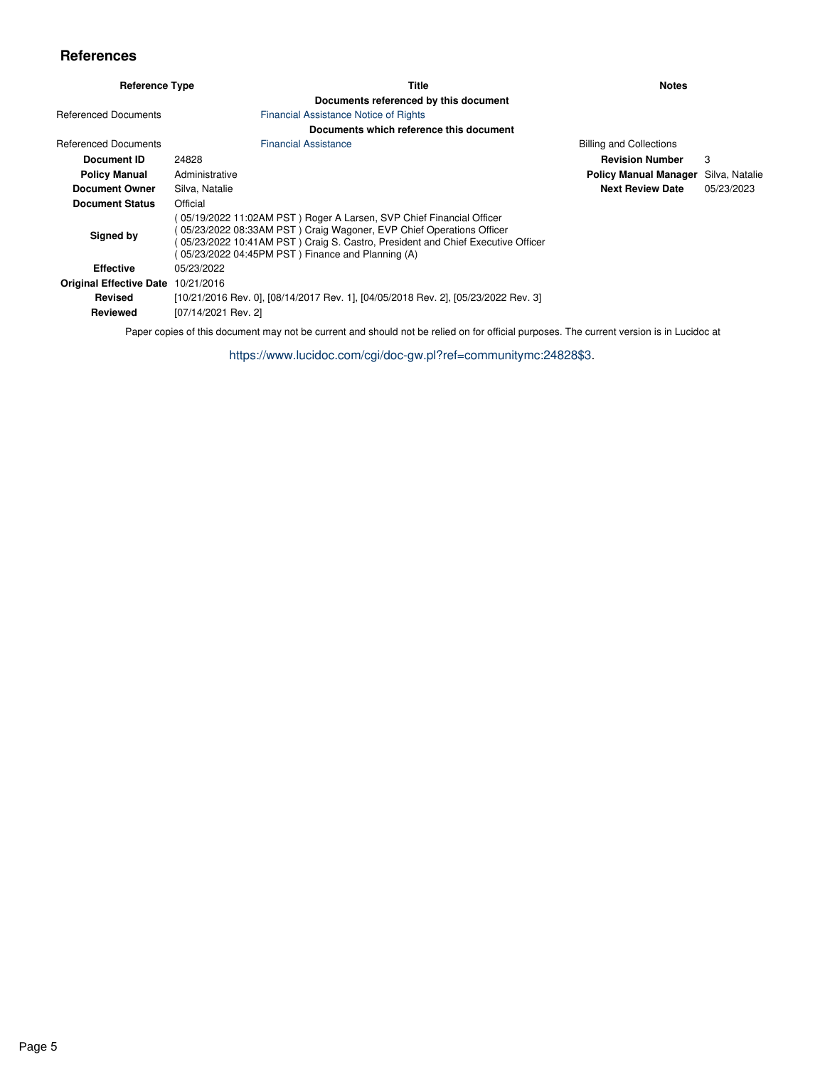## References

| Reference Type | Title | Notes |
|---|---|---|
| | **Documents referenced by this document** | |
| Referenced Documents | Financial Assistance Notice of Rights | |
| | **Documents which reference this document** | |
| Referenced Documents | Financial Assistance | Billing and Collections |

| | | | |
|---|---|---|---|
| **Document ID** | 24828 | **Revision Number** | 3 |
| **Policy Manual** | Administrative | **Policy Manual Manager** | Silva, Natalie |
| **Document Owner** | Silva, Natalie | **Next Review Date** | 05/23/2023 |
| **Document Status** | Official | | |
| **Signed by** | ( 05/19/2022 11:02AM PST ) Roger A Larsen, SVP Chief Financial Officer<br>( 05/23/2022 08:33AM PST ) Craig Wagoner, EVP Chief Operations Officer<br>( 05/23/2022 10:41AM PST ) Craig S. Castro, President and Chief Executive Officer<br>( 05/23/2022 04:45PM PST ) Finance and Planning (A) | | |
| **Effective** | 05/23/2022 | | |
| **Original Effective Date** | 10/21/2016 | | |
| **Revised** | [10/21/2016 Rev. 0], [08/14/2017 Rev. 1], [04/05/2018 Rev. 2], [05/23/2022 Rev. 3] | | |
| **Reviewed** | [07/14/2021 Rev. 2] | | |

Paper copies of this document may not be current and should not be relied on for official purposes. The current version is in Lucidoc at

https://www.lucidoc.com/cgi/doc-gw.pl?ref=communitymc:24828$3.